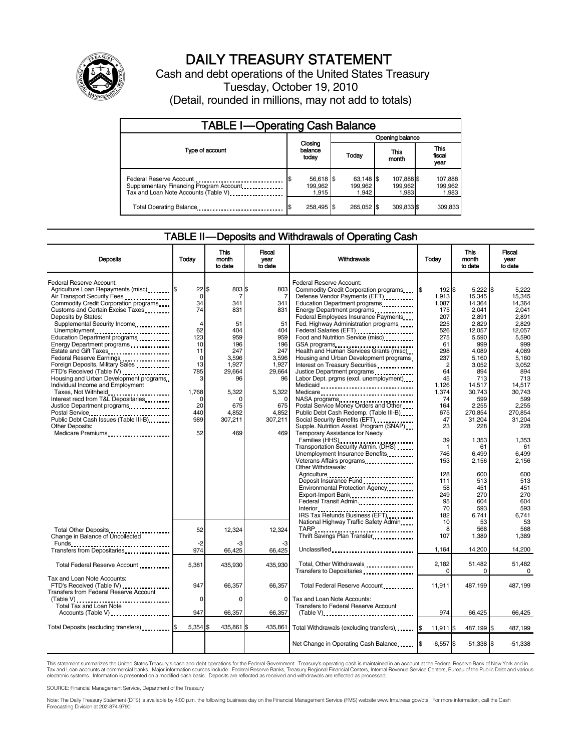# DAILY TREASURY STATEMENT

Cash and debt operations of the United States Treasury
Tuesday, October 19, 2010
(Detail, rounded in millions, may not add to totals)

## TABLE I—Operating Cash Balance

| Type of account | Closing balance today | Opening balance Today | Opening balance This month | Opening balance This fiscal year |
|---|---|---|---|---|
| Federal Reserve Account | $ 56,618 | $ 63,148 | $ 107,888 | $ 107,888 |
| Supplementary Financing Program Account | 199,962 | 199,962 | 199,962 | 199,962 |
| Tax and Loan Note Accounts (Table V) | 1,915 | 1,942 | 1,983 | 1,983 |
| Total Operating Balance | $ 258,495 | $ 265,052 | $ 309,833 | $ 309,833 |

## TABLE II—Deposits and Withdrawals of Operating Cash

| Deposits | Today | This month to date | Fiscal year to date |
|---|---|---|---|
| Federal Reserve Account: | | | |
| Agriculture Loan Repayments (misc) | $ 22 | $ 803 | $ 803 |
| Air Transport Security Fees | 0 | 7 | 7 |
| Commodity Credit Corporation programs | 34 | 341 | 341 |
| Customs and Certain Excise Taxes | 74 | 831 | 831 |
| Deposits by States: | | | |
| Supplemental Security Income | 4 | 51 | 51 |
| Unemployment | 62 | 404 | 404 |
| Education Department programs | 123 | 959 | 959 |
| Energy Department programs | 10 | 196 | 196 |
| Estate and Gift Taxes | 11 | 247 | 247 |
| Federal Reserve Earnings | 0 | 3,596 | 3,596 |
| Foreign Deposits, Military Sales | 13 | 1,927 | 1,927 |
| FTD's Received (Table IV) | 785 | 29,664 | 29,664 |
| Housing and Urban Development programs | 3 | 96 | 96 |
| Individual Income and Employment Taxes, Not Withheld | 1,768 | 5,322 | 5,322 |
| Interest recd from T&L Depositaries | 0 | 0 | 0 |
| Justice Department programs | 20 | 675 | 675 |
| Postal Service | 440 | 4,852 | 4,852 |
| Public Debt Cash Issues (Table III-B) | 989 | 307,211 | 307,211 |
| Other Deposits: | | | |
| Medicare Premiums | 52 | 469 | 469 |
| Total Other Deposits | 52 | 12,324 | 12,324 |
| Change in Balance of Uncollected Funds | -2 | -3 | -3 |
| Transfers from Depositaries | 974 | 66,425 | 66,425 |
| Total Federal Reserve Account | 5,381 | 435,930 | 435,930 |
| Tax and Loan Note Accounts: | | | |
| FTD's Received (Table IV) | 947 | 66,357 | 66,357 |
| Transfers from Federal Reserve Account (Table V) | 0 | 0 | 0 |
| Total Tax and Loan Note Accounts (Table V) | 947 | 66,357 | 66,357 |
| Total Deposits (excluding transfers) | $ 5,354 | $ 435,861 | $ 435,861 |

| Withdrawals | Today | This month to date | Fiscal year to date |
|---|---|---|---|
| Federal Reserve Account: | | | |
| Commodity Credit Corporation programs | $ 192 | $ 5,222 | $ 5,222 |
| Defense Vendor Payments (EFT) | 1,913 | 15,345 | 15,345 |
| Education Department programs | 1,087 | 14,364 | 14,364 |
| Energy Department programs | 175 | 2,041 | 2,041 |
| Federal Employees Insurance Payments | 207 | 2,891 | 2,891 |
| Fed. Highway Administration programs | 225 | 2,829 | 2,829 |
| Federal Salaries (EFT) | 526 | 12,057 | 12,057 |
| Food and Nutrition Service (misc) | 275 | 5,590 | 5,590 |
| GSA programs | 61 | 999 | 999 |
| Health and Human Services Grants (misc) | 298 | 4,089 | 4,089 |
| Housing and Urban Development programs | 237 | 5,160 | 5,160 |
| Interest on Treasury Securities | 2 | 3,052 | 3,052 |
| Justice Department programs | 64 | 894 | 894 |
| Labor Dept. prgms (excl. unemployment) | 45 | 713 | 713 |
| Medicaid | 1,126 | 14,517 | 14,517 |
| Medicare | 1,374 | 30,743 | 30,743 |
| NASA programs | 74 | 599 | 599 |
| Postal Service Money Orders and Other | 164 | 2,255 | 2,255 |
| Public Debt Cash Redemp. (Table III-B) | 675 | 270,854 | 270,854 |
| Social Security Benefits (EFT) | 47 | 31,204 | 31,204 |
| Supple. Nutrition Assist. Program (SNAP) | 23 | 228 | 228 |
| Temporary Assistance for Needy Families (HHS) | 39 | 1,353 | 1,353 |
| Transportation Security Admin. (DHS) | 1 | 61 | 61 |
| Unemployment Insurance Benefits | 746 | 6,499 | 6,499 |
| Veterans Affairs programs | 153 | 2,156 | 2,156 |
| Other Withdrawals: | | | |
| Agriculture | 128 | 600 | 600 |
| Deposit Insurance Fund | 111 | 513 | 513 |
| Environmental Protection Agency | 58 | 451 | 451 |
| Export-Import Bank | 249 | 270 | 270 |
| Federal Transit Admin. | 95 | 604 | 604 |
| Interior | 70 | 593 | 593 |
| IRS Tax Refunds Business (EFT) | 182 | 6,741 | 6,741 |
| National Highway Traffic Safety Admin | 10 | 53 | 53 |
| TARP | 8 | 568 | 568 |
| Thrift Savings Plan Transfer | 107 | 1,389 | 1,389 |
| Unclassified | 1,164 | 14,200 | 14,200 |
| Total, Other Withdrawals | 2,182 | 51,482 | 51,482 |
| Transfers to Depositaries | 0 | 0 | 0 |
| Total Federal Reserve Account | 11,911 | 487,199 | 487,199 |
| Tax and Loan Note Accounts: | | | |
| Transfers to Federal Reserve Account (Table V) | 974 | 66,425 | 66,425 |
| Total Withdrawals (excluding transfers) | $ 11,911 | $ 487,199 | $ 487,199 |
| Net Change in Operating Cash Balance | $ -6,557 | $ -51,338 | $ -51,338 |

This statement summarizes the United States Treasury's cash and debt operations for the Federal Government. Treasury's operating cash is maintained in an account at the Federal Reserve Bank of New York and in Tax and Loan accounts at commercial banks. Major information sources include: Federal Reserve Banks, Treasury Regional Financial Centers, Internal Revenue Service Centers, Bureau of the Public Debt and various electronic systems. Information is presented on a modified cash basis. Deposits are reflected as received and withdrawals are reflected as processed.

SOURCE: Financial Management Service, Department of the Treasury

Note: The Daily Treasury Statement (DTS) is available by 4:00 p.m. the following business day on the Financial Management Service (FMS) website www.fms.treas.gov/dts. For more information, call the Cash Forecasting Division at 202-874-9790.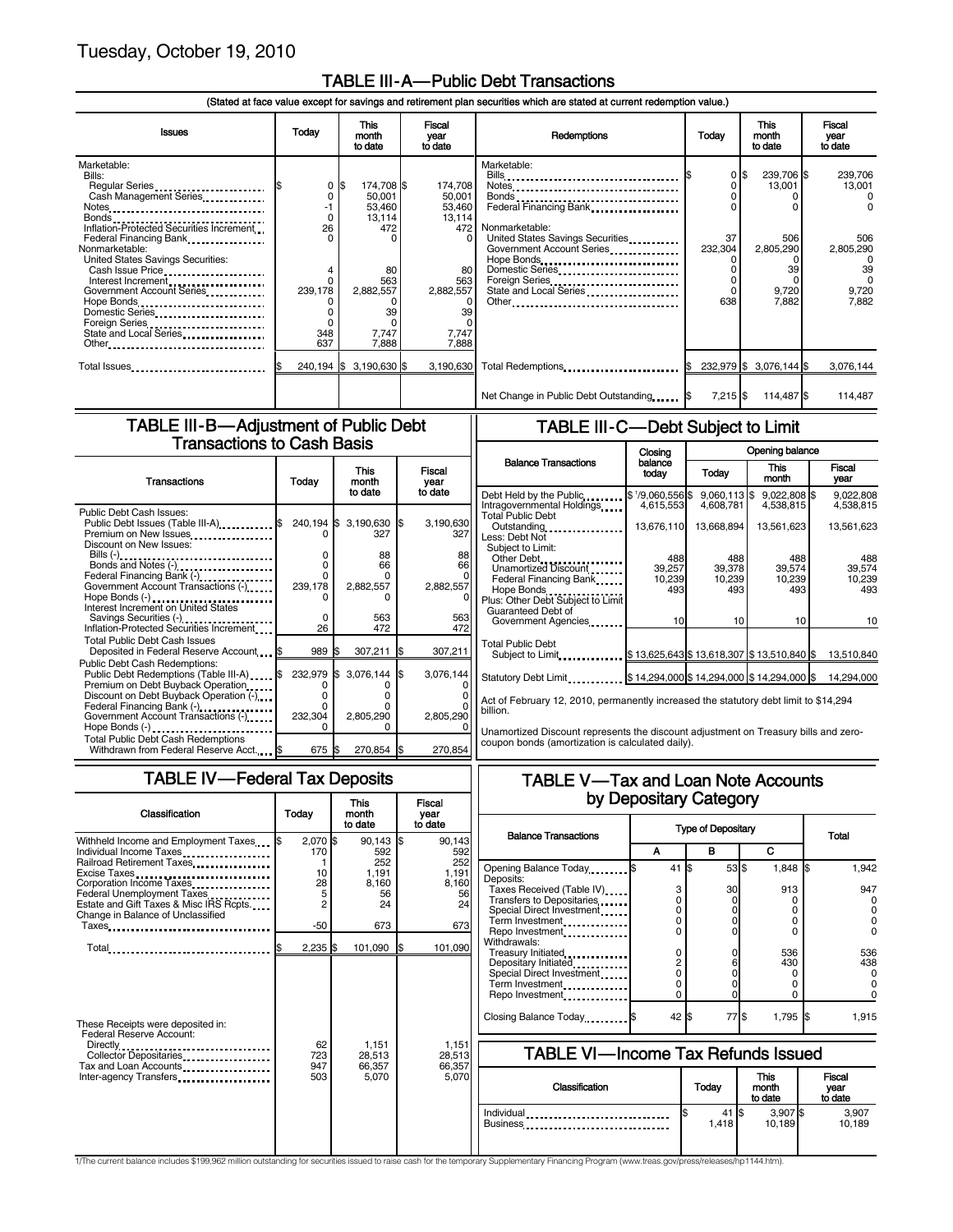Tuesday, October 19, 2010

## TABLE III-A—Public Debt Transactions

(Stated at face value except for savings and retirement plan securities which are stated at current redemption value.)

| Issues | Today | This month to date | Fiscal year to date | Redemptions | Today | This month to date | Fiscal year to date |
|---|---|---|---|---|---|---|---|
| Marketable: | | | | Marketable: | | | |
| Bills: | | | | Bills | $ 0 | $ 239,706 | $ 239,706 |
| Regular Series | $ 0 | $ 174,708 | $ 174,708 | Notes | 0 | 13,001 | 13,001 |
| Cash Management Series | 0 | 50,001 | 50,001 | Bonds | 0 | 0 | 0 |
| Notes | -1 | 53,460 | 53,460 | Federal Financing Bank | 0 | 0 | 0 |
| Bonds | 0 | 13,114 | 13,114 | | | | |
| Inflation-Protected Securities Increment | 26 | 472 | 472 | Nonmarketable: | | | |
| Federal Financing Bank | 0 | 0 | 0 | United States Savings Securities | 37 | 506 | 506 |
| Nonmarketable: | | | | Government Account Series | 232,304 | 2,805,290 | 2,805,290 |
| United States Savings Securities: | | | | Hope Bonds | 0 | 0 | 0 |
| Cash Issue Price | 4 | 80 | 80 | Domestic Series | 0 | 39 | 39 |
| Interest Increment | 0 | 563 | 563 | Foreign Series | 0 | 0 | 0 |
| Government Account Series | 239,178 | 2,882,557 | 2,882,557 | State and Local Series | 0 | 9,720 | 9,720 |
| Hope Bonds | 0 | 0 | 0 | Other | 638 | 7,882 | 7,882 |
| Domestic Series | 0 | 39 | 39 | | | | |
| Foreign Series | 0 | 0 | 0 | | | | |
| State and Local Series | 348 | 7,747 | 7,747 | | | | |
| Other | 637 | 7,888 | 7,888 | | | | |
| Total Issues | $ 240,194 | $ 3,190,630 | $ 3,190,630 | Total Redemptions | $ 232,979 | $ 3,076,144 | $ 3,076,144 |
| | | | | Net Change in Public Debt Outstanding | $ 7,215 | $ 114,487 | $ 114,487 |

## TABLE III-B—Adjustment of Public Debt Transactions to Cash Basis

| Transactions | Today | This month to date | Fiscal year to date |
|---|---|---|---|
| Public Debt Cash Issues: | | | |
| Public Debt Issues (Table III-A) | $ 240,194 | $ 3,190,630 | $ 3,190,630 |
| Premium on New Issues | 0 | 327 | 327 |
| Discount on New Issues: | | | |
| Bills (-) | 0 | 88 | 88 |
| Bonds and Notes (-) | 0 | 66 | 66 |
| Federal Financing Bank (-) | 0 | 0 | 0 |
| Government Account Transactions (-) | 239,178 | 2,882,557 | 2,882,557 |
| Hope Bonds (-) | 0 | 0 | 0 |
| Interest Increment on United States Savings Securities (-) | 0 | 563 | 563 |
| Inflation-Protected Securities Increment | 26 | 472 | 472 |
| Total Public Debt Cash Issues Deposited in Federal Reserve Account | $ 989 | $ 307,211 | $ 307,211 |
| Public Debt Cash Redemptions: | | | |
| Public Debt Redemptions (Table III-A) | $ 232,979 | $ 3,076,144 | $ 3,076,144 |
| Premium on Debt Buyback Operation | 0 | 0 | 0 |
| Discount on Debt Buyback Operation (-) | 0 | 0 | 0 |
| Federal Financing Bank (-) | 0 | 0 | 0 |
| Government Account Transactions (-) | 232,304 | 2,805,290 | 2,805,290 |
| Hope Bonds (-) | 0 | 0 | 0 |
| Total Public Debt Cash Redemptions Withdrawn from Federal Reserve Acct. | $ 675 | $ 270,854 | $ 270,854 |

## TABLE III-C—Debt Subject to Limit

| Balance Transactions | Closing balance today | Opening balance Today | Opening balance This month | Opening balance Fiscal year |
|---|---|---|---|---|
| Debt Held by the Public | $ [1]9,060,556 | $ 9,060,113 | $ 9,022,808 | $ 9,022,808 |
| Intragovernmental Holdings | 4,615,553 | 4,608,781 | 4,538,815 | 4,538,815 |
| Total Public Debt Outstanding | 13,676,110 | 13,668,894 | 13,561,623 | 13,561,623 |
| Less: Debt Not Subject to Limit: | | | | |
| Other Debt | 488 | 488 | 488 | 488 |
| Unamortized Discount | 39,257 | 39,378 | 39,574 | 39,574 |
| Federal Financing Bank | 10,239 | 10,239 | 10,239 | 10,239 |
| Hope Bonds | 493 | 493 | 493 | 493 |
| Plus: Other Debt Subject to Limit | | | | |
| Guaranteed Debt of Government Agencies | 10 | 10 | 10 | 10 |
| Total Public Debt Subject to Limit | $ 13,625,643 | $ 13,618,307 | $ 13,510,840 | $ 13,510,840 |
| Statutory Debt Limit | $ 14,294,000 | $ 14,294,000 | $ 14,294,000 | $ 14,294,000 |

Act of February 12, 2010, permanently increased the statutory debt limit to $14,294 billion.

Unamortized Discount represents the discount adjustment on Treasury bills and zero-coupon bonds (amortization is calculated daily).

## TABLE IV—Federal Tax Deposits

| Classification | Today | This month to date | Fiscal year to date |
|---|---|---|---|
| Withheld Income and Employment Taxes | $ 2,070 | $ 90,143 | $ 90,143 |
| Individual Income Taxes | 170 | 592 | 592 |
| Railroad Retirement Taxes | 1 | 252 | 252 |
| Excise Taxes | 10 | 1,191 | 1,191 |
| Corporation Income Taxes | 28 | 8,160 | 8,160 |
| Federal Unemployment Taxes | 5 | 56 | 56 |
| Estate and Gift Taxes & Misc IRS Rcpts. | 2 | 24 | 24 |
| Change in Balance of Unclassified Taxes | -50 | 673 | 673 |
| Total | $ 2,235 | $ 101,090 | $ 101,090 |
| These Receipts were deposited in: | | | |
| Federal Reserve Account: | | | |
| Directly | 62 | 1,151 | 1,151 |
| Collector Depositaries | 723 | 28,513 | 28,513 |
| Tax and Loan Accounts | 947 | 66,357 | 66,357 |
| Inter-agency Transfers | 503 | 5,070 | 5,070 |

## TABLE V—Tax and Loan Note Accounts by Depositary Category

| Balance Transactions | Type of Depositary A | Type of Depositary B | Type of Depositary C | Total |
|---|---|---|---|---|
| Opening Balance Today | $ 41 | $ 53 | $ 1,848 | $ 1,942 |
| Deposits: | | | | |
| Taxes Received (Table IV) | 3 | 30 | 913 | 947 |
| Transfers to Depositaries | 0 | 0 | 0 | 0 |
| Special Direct Investment | 0 | 0 | 0 | 0 |
| Term Investment | 0 | 0 | 0 | 0 |
| Repo Investment | 0 | 0 | 0 | 0 |
| Withdrawals: | | | | |
| Treasury Initiated | 0 | 0 | 536 | 536 |
| Depositary Initiated | 2 | 6 | 430 | 438 |
| Special Direct Investment | 0 | 0 | 0 | 0 |
| Term Investment | 0 | 0 | 0 | 0 |
| Repo Investment | 0 | 0 | 0 | 0 |
| Closing Balance Today | $ 42 | $ 77 | $ 1,795 | $ 1,915 |

## TABLE VI—Income Tax Refunds Issued

| Classification | Today | This month to date | Fiscal year to date |
|---|---|---|---|
| Individual | $ 41 | $ 3,907 | $ 3,907 |
| Business | 1,418 | 10,189 | 10,189 |

1/The current balance includes $199,962 million outstanding for securities issued to raise cash for the temporary Supplementary Financing Program (www.treas.gov/press/releases/hp1144.htm).